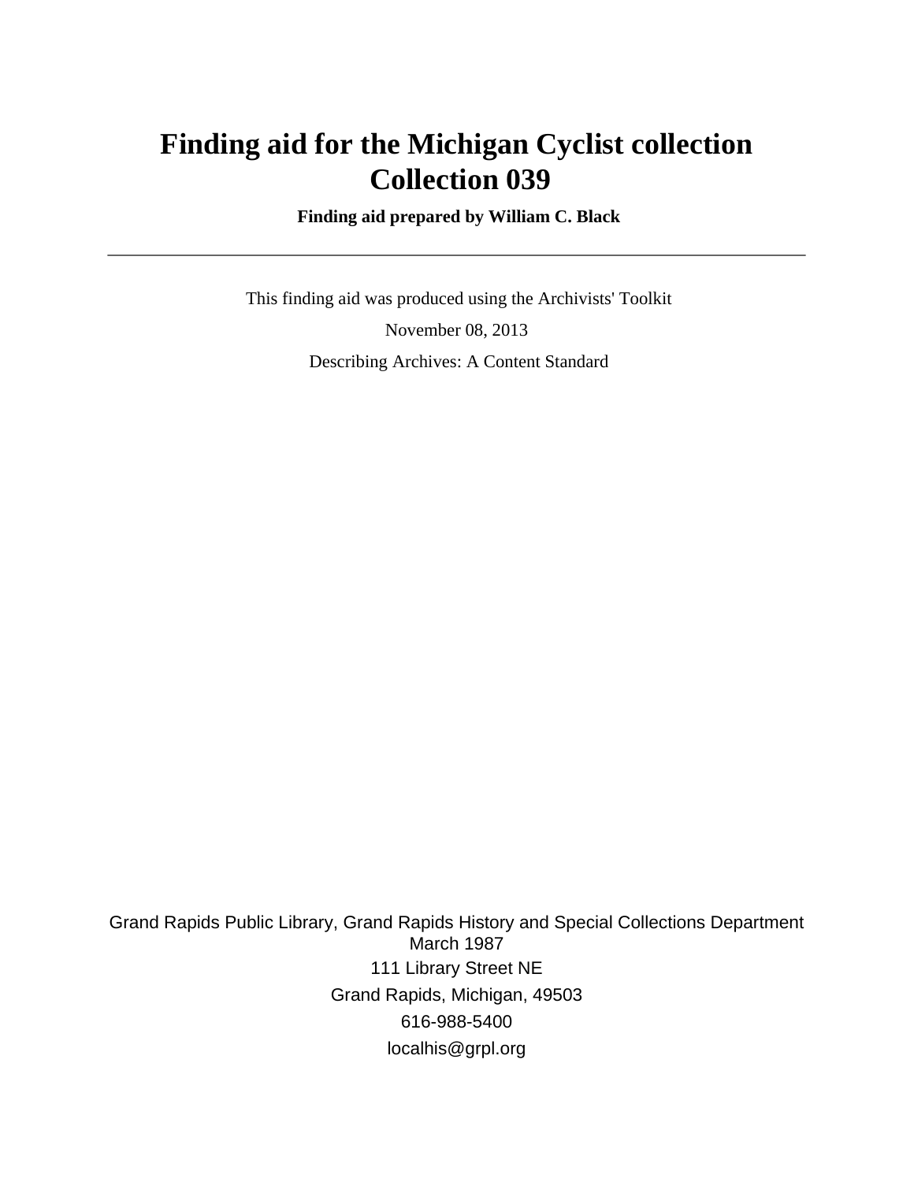# Finding aid for the Michigan Cyclist collection
# Collection 039

**Finding aid prepared by William C. Black**

---

This finding aid was produced using the Archivists' Toolkit

November 08, 2013

Describing Archives: A Content Standard

Grand Rapids Public Library, Grand Rapids History and Special Collections Department
March 1987

111 Library Street NE

Grand Rapids, Michigan, 49503

616-988-5400

localhis@grpl.org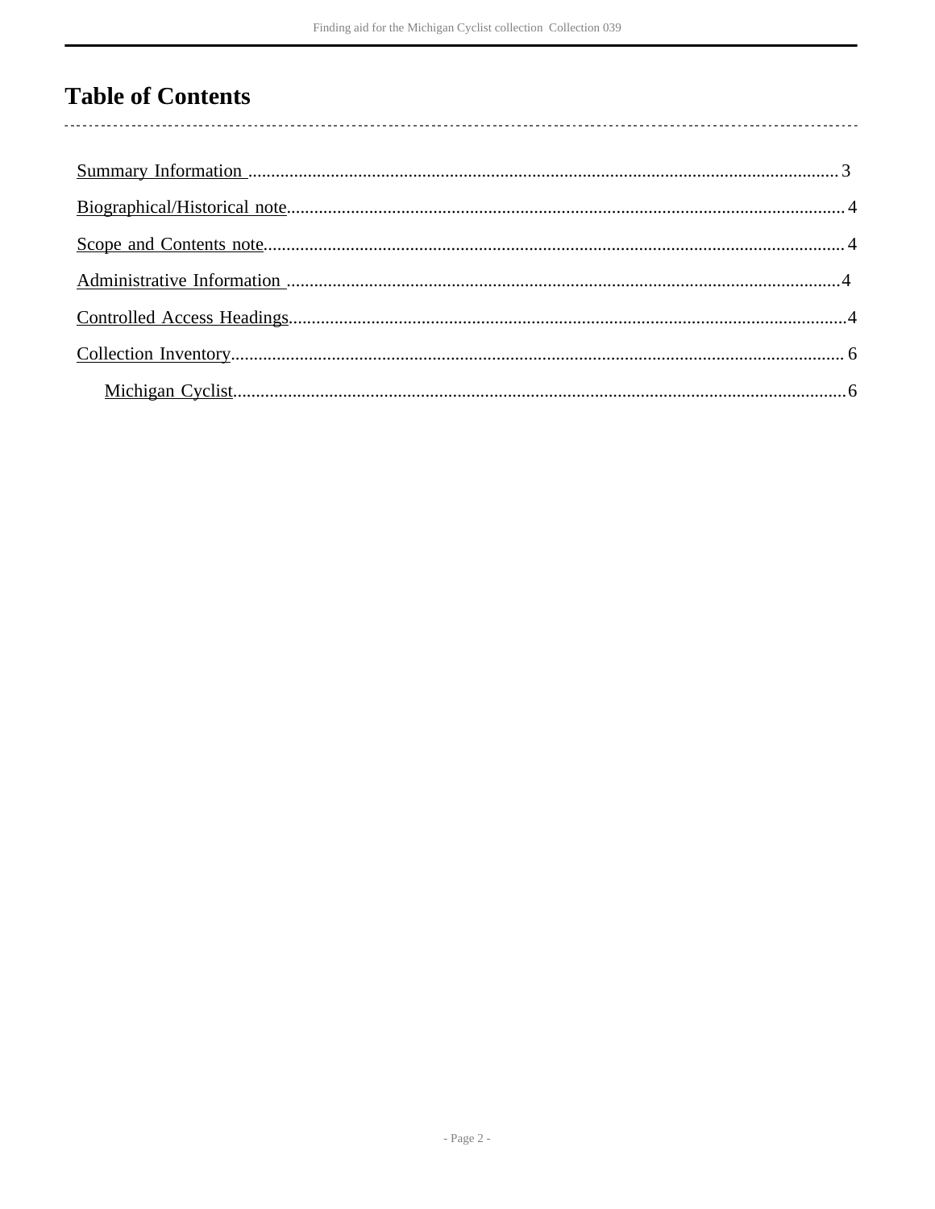# Table of Contents

- Summary Information ..................................................................................................................................3
- Biographical/Historical note.........................................................................................................................4
- Scope and Contents note...............................................................................................................................4
- Administrative Information .........................................................................................................................4
- Controlled Access Headings..........................................................................................................................4
- Collection Inventory......................................................................................................................................6
  - Michigan Cyclist......................................................................................................................................6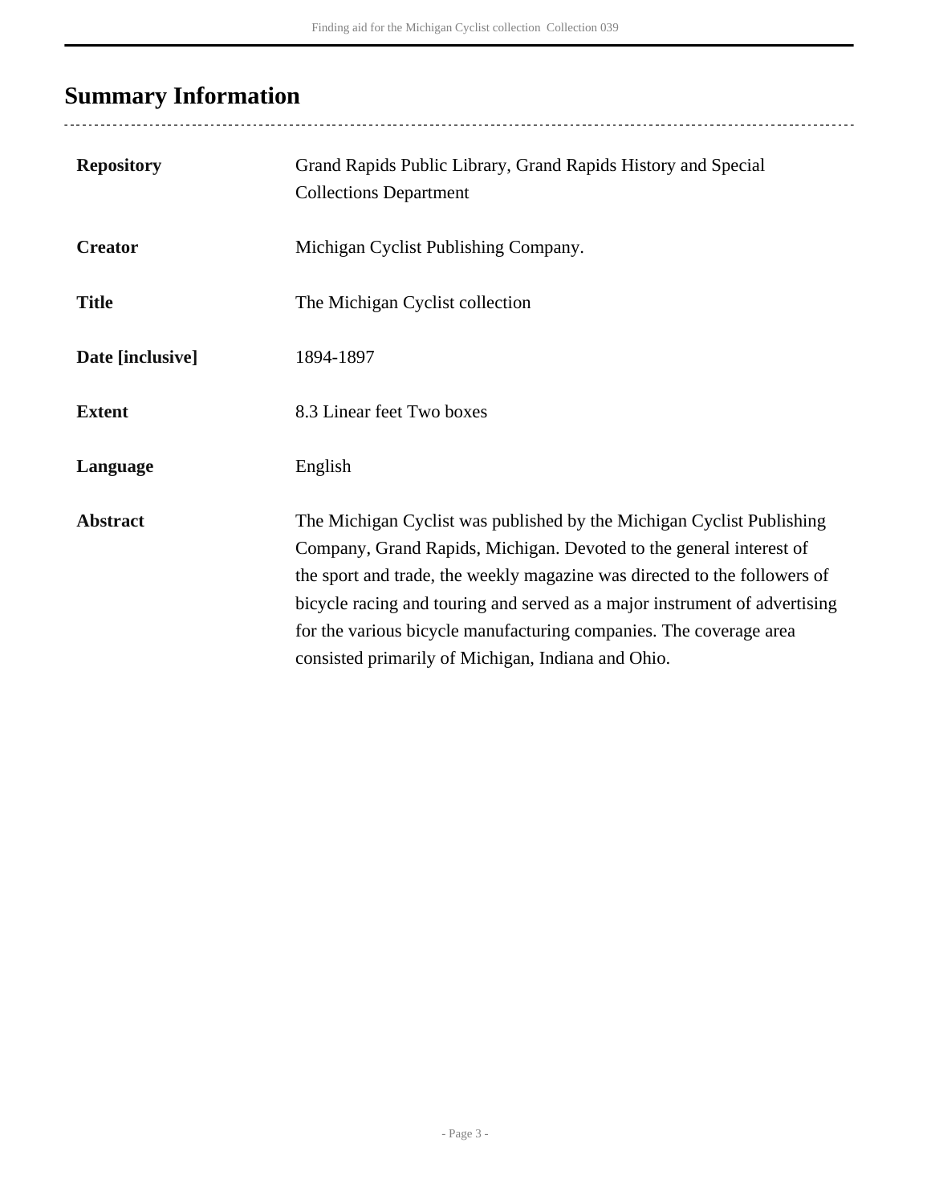## Summary Information

| | |
|---|---|
| **Repository** | Grand Rapids Public Library, Grand Rapids History and Special Collections Department |
| **Creator** | Michigan Cyclist Publishing Company. |
| **Title** | The Michigan Cyclist collection |
| **Date [inclusive]** | 1894-1897 |
| **Extent** | 8.3 Linear feet Two boxes |
| **Language** | English |
| **Abstract** | The Michigan Cyclist was published by the Michigan Cyclist Publishing Company, Grand Rapids, Michigan. Devoted to the general interest of the sport and trade, the weekly magazine was directed to the followers of bicycle racing and touring and served as a major instrument of advertising for the various bicycle manufacturing companies. The coverage area consisted primarily of Michigan, Indiana and Ohio. |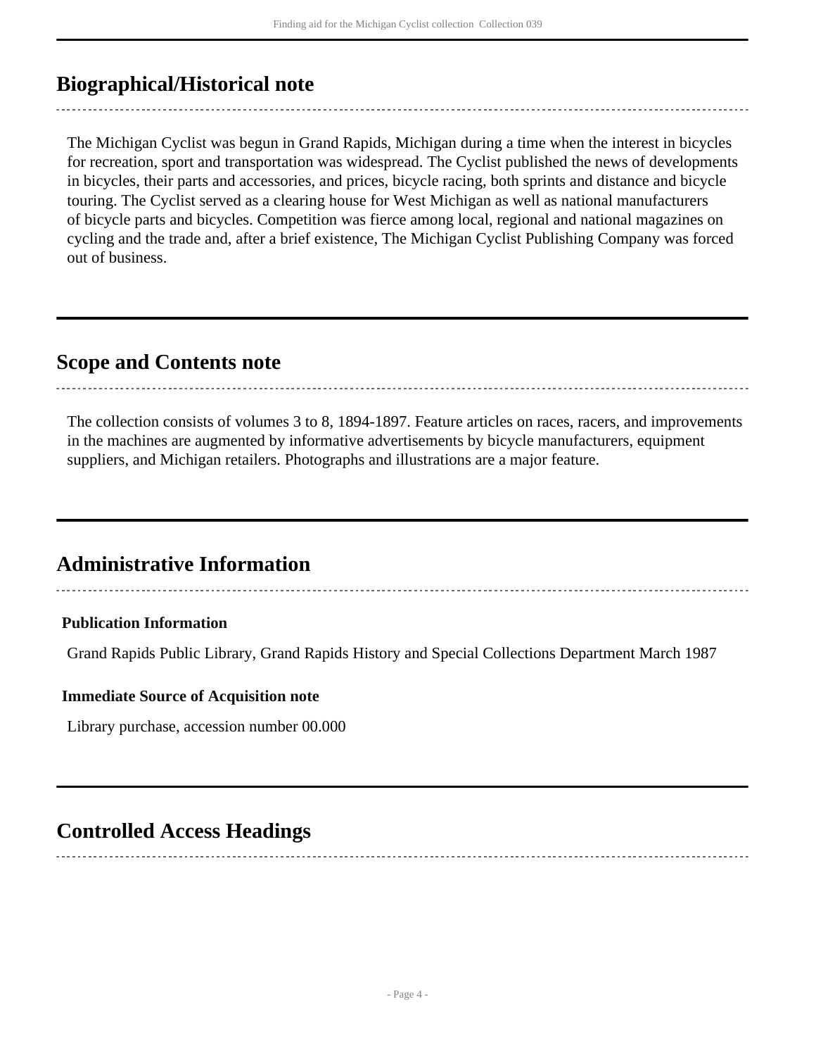## Biographical/Historical note

The Michigan Cyclist was begun in Grand Rapids, Michigan during a time when the interest in bicycles for recreation, sport and transportation was widespread. The Cyclist published the news of developments in bicycles, their parts and accessories, and prices, bicycle racing, both sprints and distance and bicycle touring. The Cyclist served as a clearing house for West Michigan as well as national manufacturers of bicycle parts and bicycles. Competition was fierce among local, regional and national magazines on cycling and the trade and, after a brief existence, The Michigan Cyclist Publishing Company was forced out of business.

## Scope and Contents note

The collection consists of volumes 3 to 8, 1894-1897. Feature articles on races, racers, and improvements in the machines are augmented by informative advertisements by bicycle manufacturers, equipment suppliers, and Michigan retailers. Photographs and illustrations are a major feature.

## Administrative Information

### Publication Information

Grand Rapids Public Library, Grand Rapids History and Special Collections Department March 1987

### Immediate Source of Acquisition note

Library purchase, accession number 00.000

## Controlled Access Headings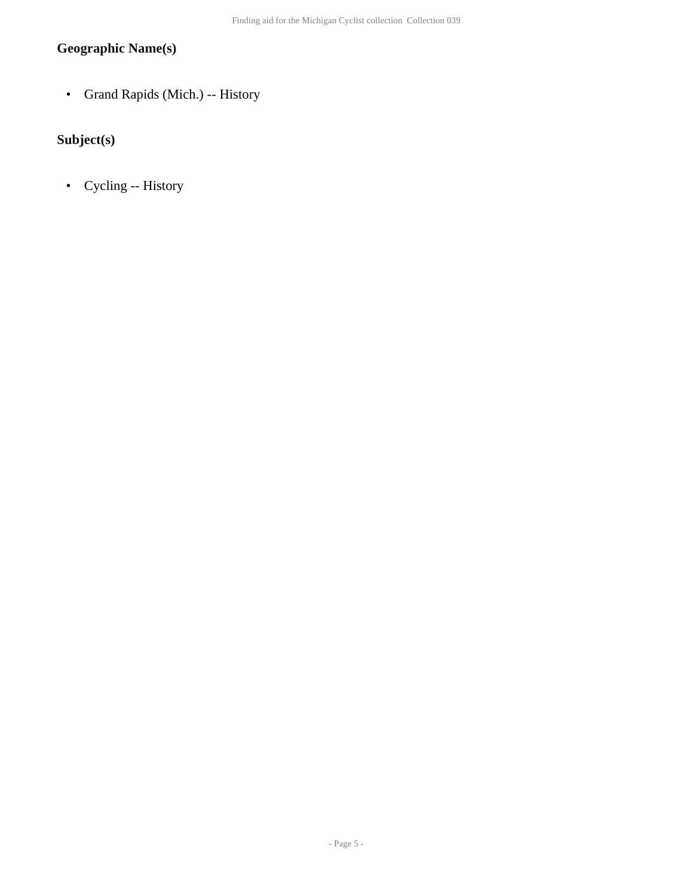### Geographic Name(s)

- Grand Rapids (Mich.) -- History

### Subject(s)

- Cycling -- History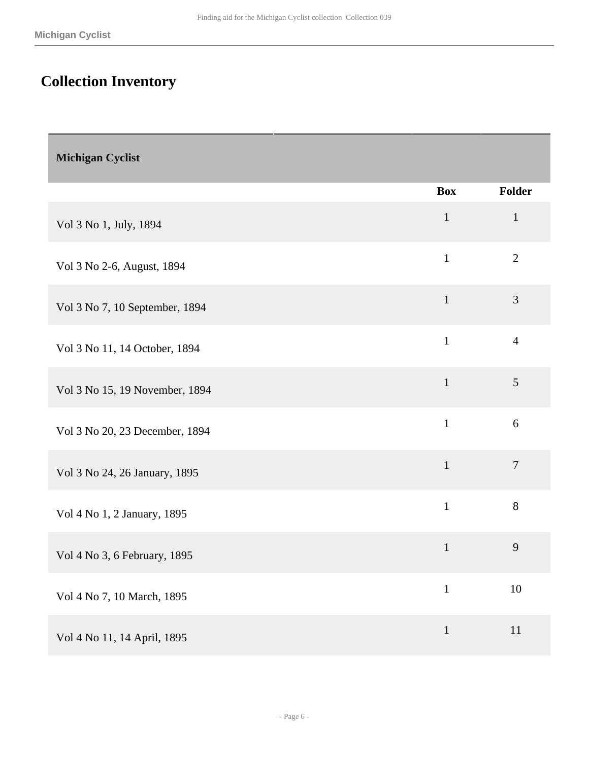# Collection Inventory

| Michigan Cyclist | | |
|---|---|---|
| | **Box** | **Folder** |
| Vol 3 No 1, July, 1894 | 1 | 1 |
| Vol 3 No 2-6, August, 1894 | 1 | 2 |
| Vol 3 No 7, 10 September, 1894 | 1 | 3 |
| Vol 3 No 11, 14 October, 1894 | 1 | 4 |
| Vol 3 No 15, 19 November, 1894 | 1 | 5 |
| Vol 3 No 20, 23 December, 1894 | 1 | 6 |
| Vol 3 No 24, 26 January, 1895 | 1 | 7 |
| Vol 4 No 1, 2 January, 1895 | 1 | 8 |
| Vol 4 No 3, 6 February, 1895 | 1 | 9 |
| Vol 4 No 7, 10 March, 1895 | 1 | 10 |
| Vol 4 No 11, 14 April, 1895 | 1 | 11 |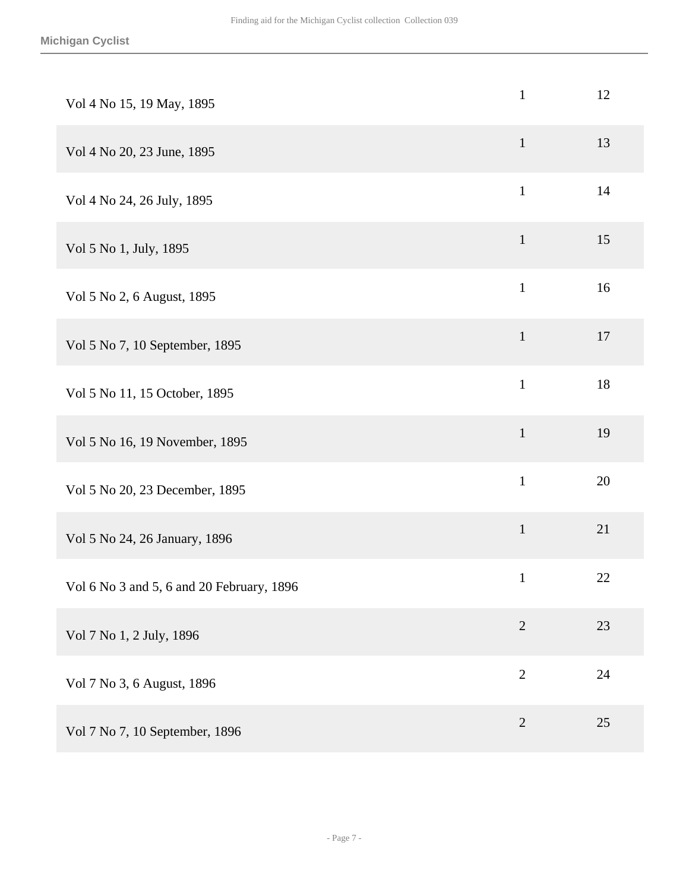| | | |
|---|---|---|
| Vol 4 No 15, 19 May, 1895 | 1 | 12 |
| Vol 4 No 20, 23 June, 1895 | 1 | 13 |
| Vol 4 No 24, 26 July, 1895 | 1 | 14 |
| Vol 5 No 1, July, 1895 | 1 | 15 |
| Vol 5 No 2, 6 August, 1895 | 1 | 16 |
| Vol 5 No 7, 10 September, 1895 | 1 | 17 |
| Vol 5 No 11, 15 October, 1895 | 1 | 18 |
| Vol 5 No 16, 19 November, 1895 | 1 | 19 |
| Vol 5 No 20, 23 December, 1895 | 1 | 20 |
| Vol 5 No 24, 26 January, 1896 | 1 | 21 |
| Vol 6 No 3 and 5, 6 and 20 February, 1896 | 1 | 22 |
| Vol 7 No 1, 2 July, 1896 | 2 | 23 |
| Vol 7 No 3, 6 August, 1896 | 2 | 24 |
| Vol 7 No 7, 10 September, 1896 | 2 | 25 |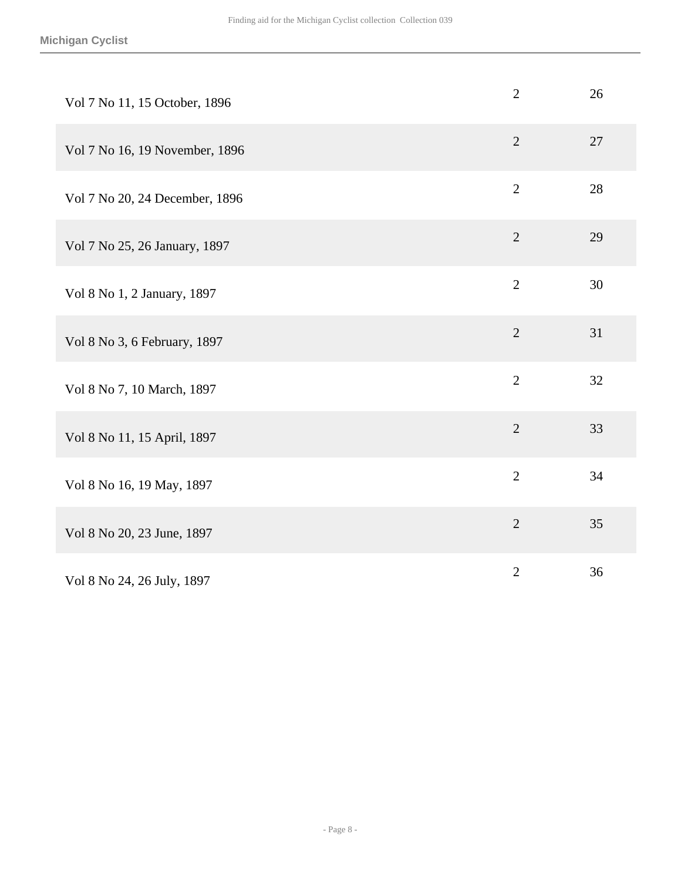| | | |
|---|---|---|
| Vol 7 No 11, 15 October, 1896 | 2 | 26 |
| Vol 7 No 16, 19 November, 1896 | 2 | 27 |
| Vol 7 No 20, 24 December, 1896 | 2 | 28 |
| Vol 7 No 25, 26 January, 1897 | 2 | 29 |
| Vol 8 No 1, 2 January, 1897 | 2 | 30 |
| Vol 8 No 3, 6 February, 1897 | 2 | 31 |
| Vol 8 No 7, 10 March, 1897 | 2 | 32 |
| Vol 8 No 11, 15 April, 1897 | 2 | 33 |
| Vol 8 No 16, 19 May, 1897 | 2 | 34 |
| Vol 8 No 20, 23 June, 1897 | 2 | 35 |
| Vol 8 No 24, 26 July, 1897 | 2 | 36 |